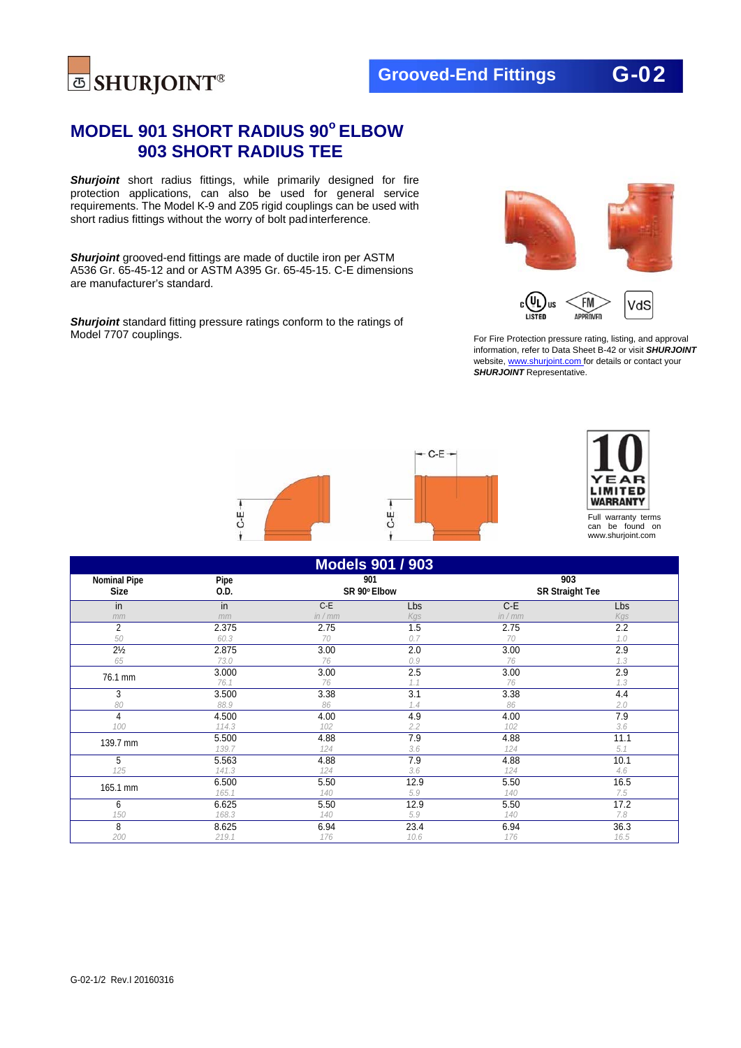# MODEL 901 SHORT RADIUS 90° ELBOW
# 903 SHORT RADIUS TEE

***Shurjoint*** short radius fittings, while primarily designed for fire protection applications, can also be used for general service requirements. The Model K-9 and Z05 rigid couplings can be used with short radius fittings without the worry of bolt pad interference.

***Shurjoint*** grooved-end fittings are made of ductile iron per ASTM A536 Gr. 65-45-12 and or ASTM A395 Gr. 65-45-15. C-E dimensions are manufacturer's standard.

***Shurjoint*** standard fitting pressure ratings conform to the ratings of Model 7707 couplings.

For Fire Protection pressure rating, listing, and approval information, refer to Data Sheet B-42 or visit ***SHURJOINT*** website, www.shurjoint.com for details or contact your ***SHURJOINT*** Representative.

**10 YEAR LIMITED WARRANTY**

Full warranty terms can be found on www.shurjoint.com

## Models 901 / 903

| Nominal Pipe Size | Pipe O.D. | 901 SR 90° Elbow | | 903 SR Straight Tee | |
|---|---|---|---|---|---|
| in / mm | in / mm | C-E in / mm | Lbs / Kgs | C-E in / mm | Lbs / Kgs |
| 2 / 50 | 2.375 / 60.3 | 2.75 / 70 | 1.5 / 0.7 | 2.75 / 70 | 2.2 / 1.0 |
| 2½ / 65 | 2.875 / 73.0 | 3.00 / 76 | 2.0 / 0.9 | 3.00 / 76 | 2.9 / 1.3 |
| 76.1 mm | 3.000 / 76.1 | 3.00 / 76 | 2.5 / 1.1 | 3.00 / 76 | 2.9 / 1.3 |
| 3 / 80 | 3.500 / 88.9 | 3.38 / 86 | 3.1 / 1.4 | 3.38 / 86 | 4.4 / 2.0 |
| 4 / 100 | 4.500 / 114.3 | 4.00 / 102 | 4.9 / 2.2 | 4.00 / 102 | 7.9 / 3.6 |
| 139.7 mm | 5.500 / 139.7 | 4.88 / 124 | 7.9 / 3.6 | 4.88 / 124 | 11.1 / 5.1 |
| 5 / 125 | 5.563 / 141.3 | 4.88 / 124 | 7.9 / 3.6 | 4.88 / 124 | 10.1 / 4.6 |
| 165.1 mm | 6.500 / 165.1 | 5.50 / 140 | 12.9 / 5.9 | 5.50 / 140 | 16.5 / 7.5 |
| 6 / 150 | 6.625 / 168.3 | 5.50 / 140 | 12.9 / 5.9 | 5.50 / 140 | 17.2 / 7.8 |
| 8 / 200 | 8.625 / 219.1 | 6.94 / 176 | 23.4 / 10.6 | 6.94 / 176 | 36.3 / 16.5 |

G-02-1/2 Rev.I 20160316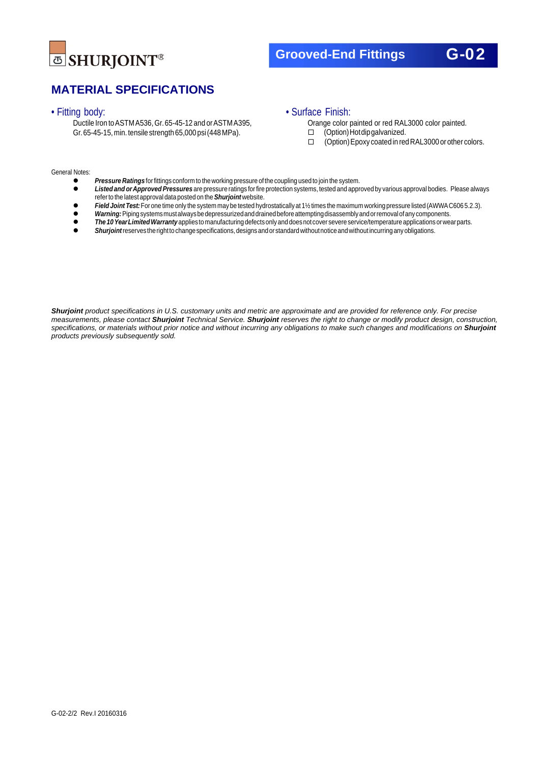## MATERIAL SPECIFICATIONS

• Fitting body:

Ductile Iron to ASTM A536, Gr. 65-45-12 and or ASTM A395, Gr. 65-45-15, min. tensile strength 65,000 psi (448 MPa).

• Surface Finish:

Orange color painted or red RAL3000 color painted.

- ☐ (Option) Hot dip galvanized.
- ☐ (Option) Epoxy coated in red RAL3000 or other colors.

General Notes:

- ***Pressure Ratings*** for fittings conform to the working pressure of the coupling used to join the system.
- ***Listed and or Approved Pressures*** are pressure ratings for fire protection systems, tested and approved by various approval bodies. Please always refer to the latest approval data posted on the ***Shurjoint*** website.
- ***Field Joint Test:*** For one time only the system may be tested hydrostatically at 1½ times the maximum working pressure listed (AWWA C606 5.2.3).
- ***Warning:*** Piping systems must always be depressurized and drained before attempting disassembly and or removal of any components.
- ***The 10 Year Limited Warranty*** applies to manufacturing defects only and does not cover severe service/temperature applications or wear parts.
- ***Shurjoint*** reserves the right to change specifications, designs and or standard without notice and without incurring any obligations.

***Shurjoint*** *product specifications in U.S. customary units and metric are approximate and are provided for reference only. For precise measurements, please contact* ***Shurjoint*** *Technical Service.* ***Shurjoint*** *reserves the right to change or modify product design, construction, specifications, or materials without prior notice and without incurring any obligations to make such changes and modifications on* ***Shurjoint*** *products previously subsequently sold.*

G-02-2/2 Rev.I 20160316